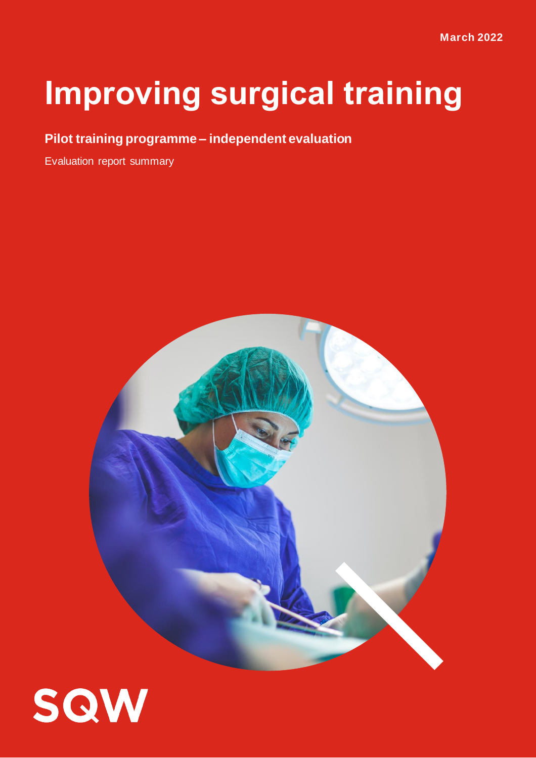March 2022

# Improving surgical training

**Pilot training programme – independent evaluation**

Evaluation report summary

SQW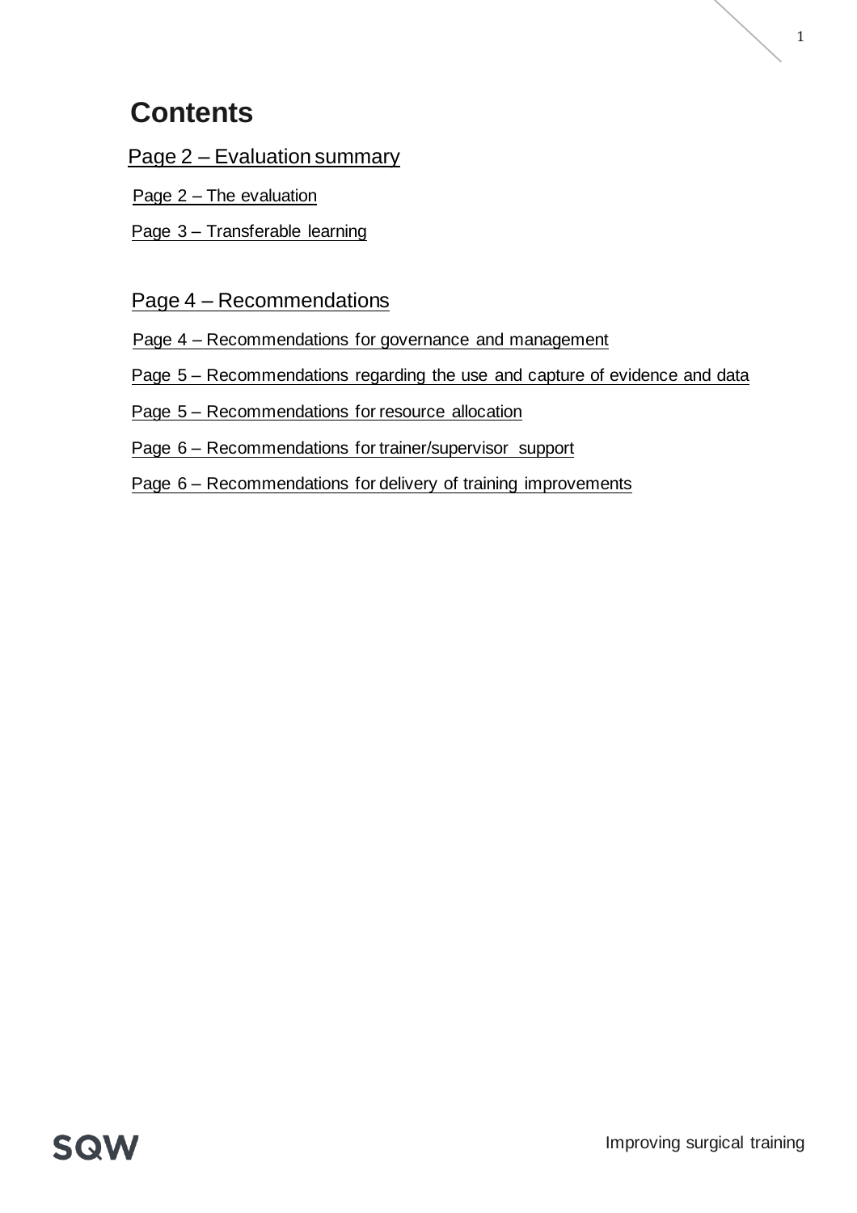# Contents

Page 2 – Evaluation summary

- Page 2 – The evaluation
- Page 3 – Transferable learning

Page 4 – Recommendations

- Page 4 – Recommendations for governance and management
- Page 5 – Recommendations regarding the use and capture of evidence and data
- Page 5 – Recommendations for resource allocation
- Page 6 – Recommendations for trainer/supervisor support
- Page 6 – Recommendations for delivery of training improvements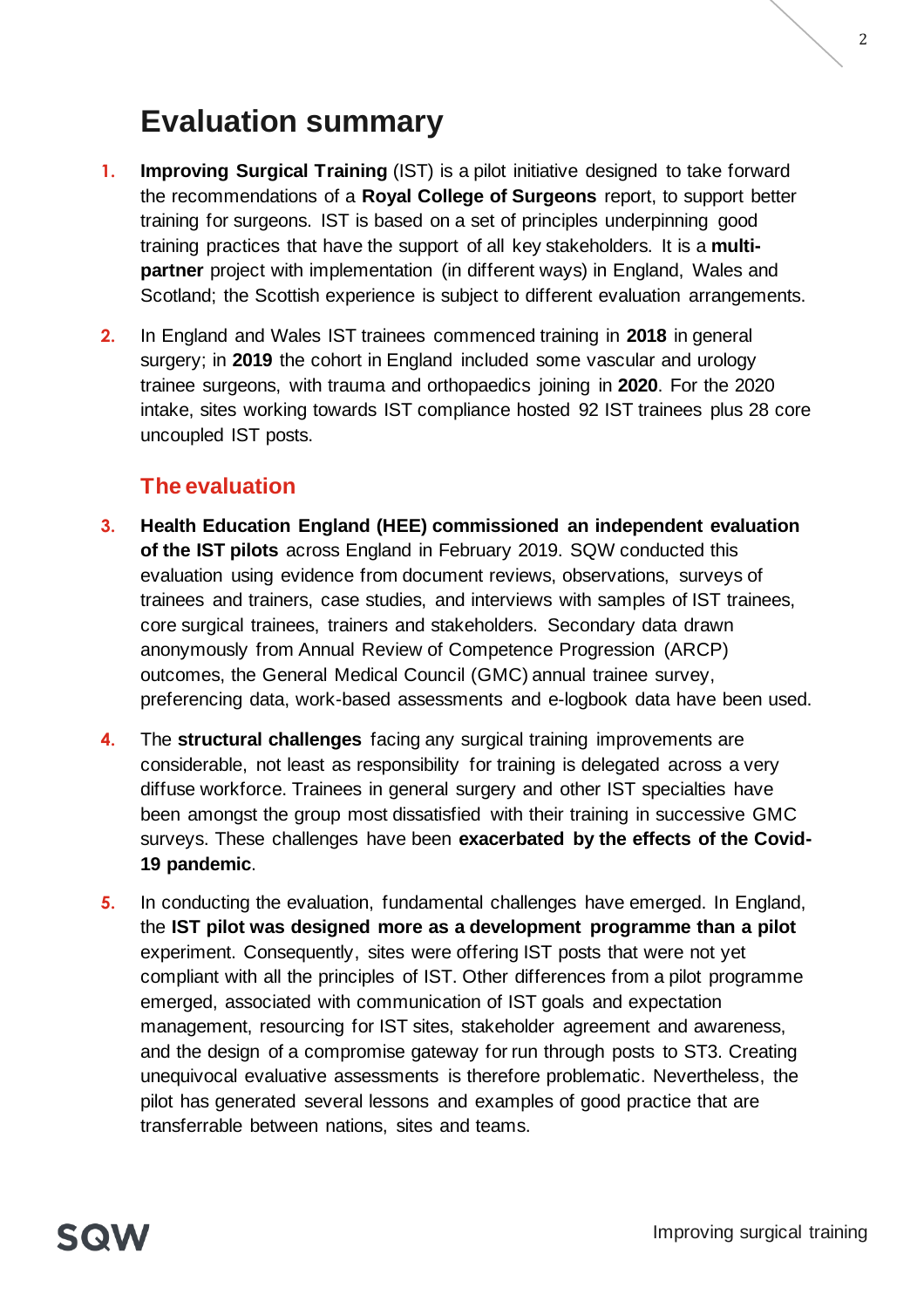# Evaluation summary

1. **Improving Surgical Training** (IST) is a pilot initiative designed to take forward the recommendations of a **Royal College of Surgeons** report, to support better training for surgeons. IST is based on a set of principles underpinning good training practices that have the support of all key stakeholders. It is a **multi-partner** project with implementation (in different ways) in England, Wales and Scotland; the Scottish experience is subject to different evaluation arrangements.

2. In England and Wales IST trainees commenced training in **2018** in general surgery; in **2019** the cohort in England included some vascular and urology trainee surgeons, with trauma and orthopaedics joining in **2020**. For the 2020 intake, sites working towards IST compliance hosted 92 IST trainees plus 28 core uncoupled IST posts.

## The evaluation

3. **Health Education England (HEE) commissioned an independent evaluation of the IST pilots** across England in February 2019. SQW conducted this evaluation using evidence from document reviews, observations, surveys of trainees and trainers, case studies, and interviews with samples of IST trainees, core surgical trainees, trainers and stakeholders. Secondary data drawn anonymously from Annual Review of Competence Progression (ARCP) outcomes, the General Medical Council (GMC) annual trainee survey, preferencing data, work-based assessments and e-logbook data have been used.

4. The **structural challenges** facing any surgical training improvements are considerable, not least as responsibility for training is delegated across a very diffuse workforce. Trainees in general surgery and other IST specialties have been amongst the group most dissatisfied with their training in successive GMC surveys. These challenges have been **exacerbated by the effects of the Covid-19 pandemic**.

5. In conducting the evaluation, fundamental challenges have emerged. In England, the **IST pilot was designed more as a development programme than a pilot** experiment. Consequently, sites were offering IST posts that were not yet compliant with all the principles of IST. Other differences from a pilot programme emerged, associated with communication of IST goals and expectation management, resourcing for IST sites, stakeholder agreement and awareness, and the design of a compromise gateway for run through posts to ST3. Creating unequivocal evaluative assessments is therefore problematic. Nevertheless, the pilot has generated several lessons and examples of good practice that are transferrable between nations, sites and teams.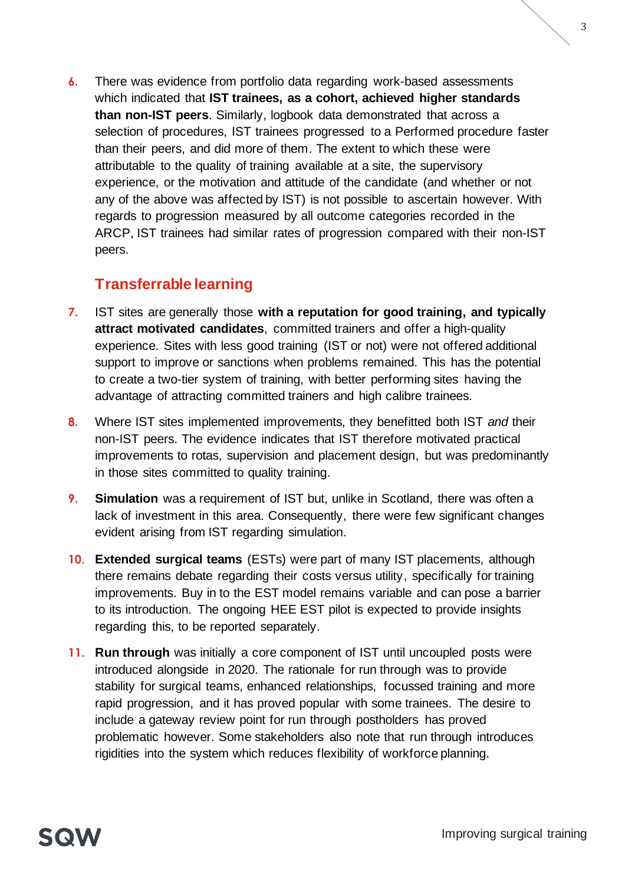6. There was evidence from portfolio data regarding work-based assessments which indicated that **IST trainees, as a cohort, achieved higher standards than non-IST peers**. Similarly, logbook data demonstrated that across a selection of procedures, IST trainees progressed to a Performed procedure faster than their peers, and did more of them. The extent to which these were attributable to the quality of training available at a site, the supervisory experience, or the motivation and attitude of the candidate (and whether or not any of the above was affected by IST) is not possible to ascertain however. With regards to progression measured by all outcome categories recorded in the ARCP, IST trainees had similar rates of progression compared with their non-IST peers.

## Transferrable learning

7. IST sites are generally those **with a reputation for good training, and typically attract motivated candidates**, committed trainers and offer a high-quality experience. Sites with less good training (IST or not) were not offered additional support to improve or sanctions when problems remained. This has the potential to create a two-tier system of training, with better performing sites having the advantage of attracting committed trainers and high calibre trainees.

8. Where IST sites implemented improvements, they benefitted both IST *and* their non-IST peers. The evidence indicates that IST therefore motivated practical improvements to rotas, supervision and placement design, but was predominantly in those sites committed to quality training.

9. **Simulation** was a requirement of IST but, unlike in Scotland, there was often a lack of investment in this area. Consequently, there were few significant changes evident arising from IST regarding simulation.

10. **Extended surgical teams** (ESTs) were part of many IST placements, although there remains debate regarding their costs versus utility, specifically for training improvements. Buy in to the EST model remains variable and can pose a barrier to its introduction. The ongoing HEE EST pilot is expected to provide insights regarding this, to be reported separately.

11. **Run through** was initially a core component of IST until uncoupled posts were introduced alongside in 2020. The rationale for run through was to provide stability for surgical teams, enhanced relationships, focussed training and more rapid progression, and it has proved popular with some trainees. The desire to include a gateway review point for run through postholders has proved problematic however. Some stakeholders also note that run through introduces rigidities into the system which reduces flexibility of workforce planning.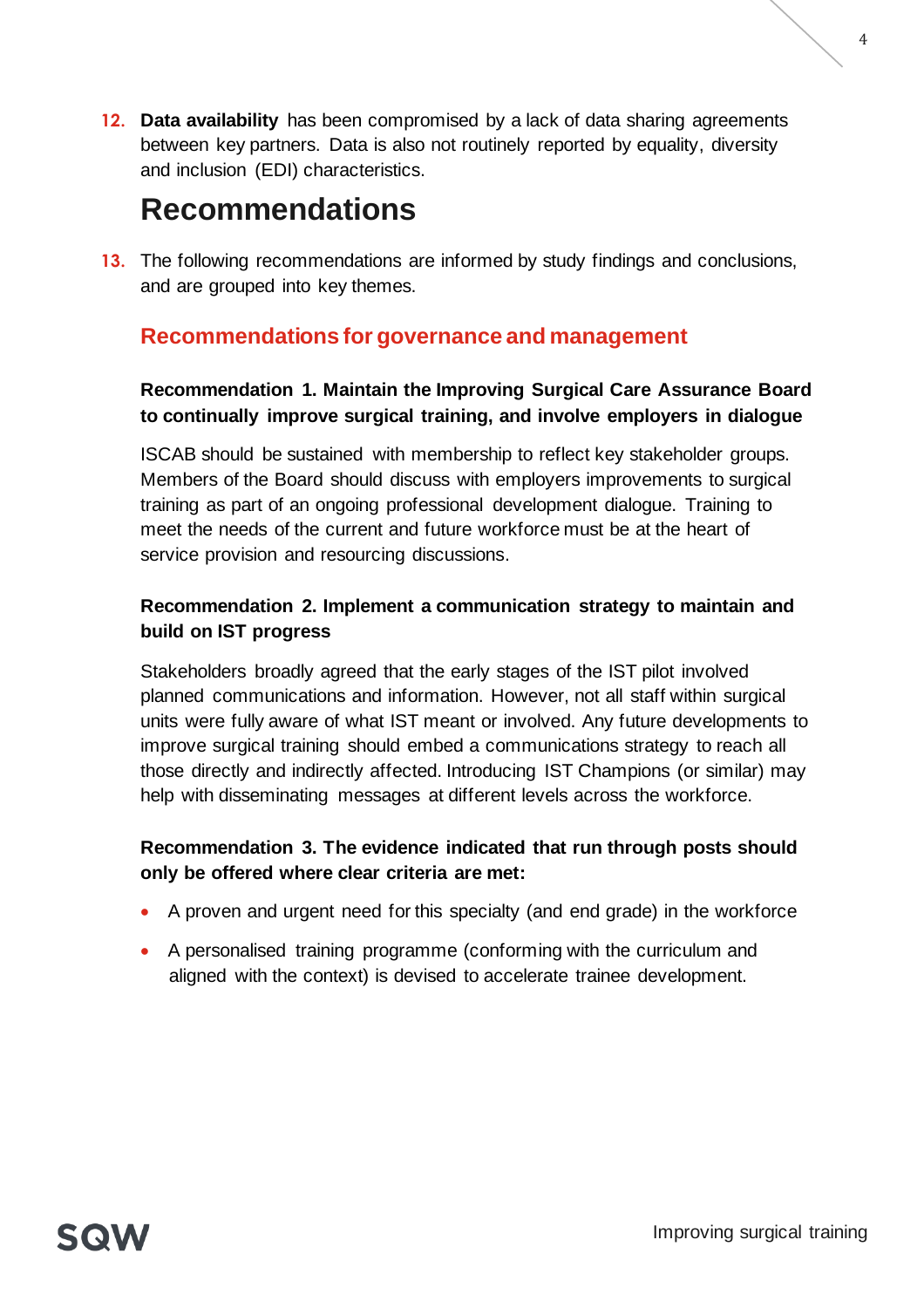12. **Data availability** has been compromised by a lack of data sharing agreements between key partners. Data is also not routinely reported by equality, diversity and inclusion (EDI) characteristics.

# Recommendations

13. The following recommendations are informed by study findings and conclusions, and are grouped into key themes.

## Recommendations for governance and management

**Recommendation 1. Maintain the Improving Surgical Care Assurance Board to continually improve surgical training, and involve employers in dialogue**

ISCAB should be sustained with membership to reflect key stakeholder groups. Members of the Board should discuss with employers improvements to surgical training as part of an ongoing professional development dialogue. Training to meet the needs of the current and future workforce must be at the heart of service provision and resourcing discussions.

**Recommendation 2. Implement a communication strategy to maintain and build on IST progress**

Stakeholders broadly agreed that the early stages of the IST pilot involved planned communications and information. However, not all staff within surgical units were fully aware of what IST meant or involved. Any future developments to improve surgical training should embed a communications strategy to reach all those directly and indirectly affected. Introducing IST Champions (or similar) may help with disseminating messages at different levels across the workforce.

**Recommendation 3. The evidence indicated that run through posts should only be offered where clear criteria are met:**

- A proven and urgent need for this specialty (and end grade) in the workforce
- A personalised training programme (conforming with the curriculum and aligned with the context) is devised to accelerate trainee development.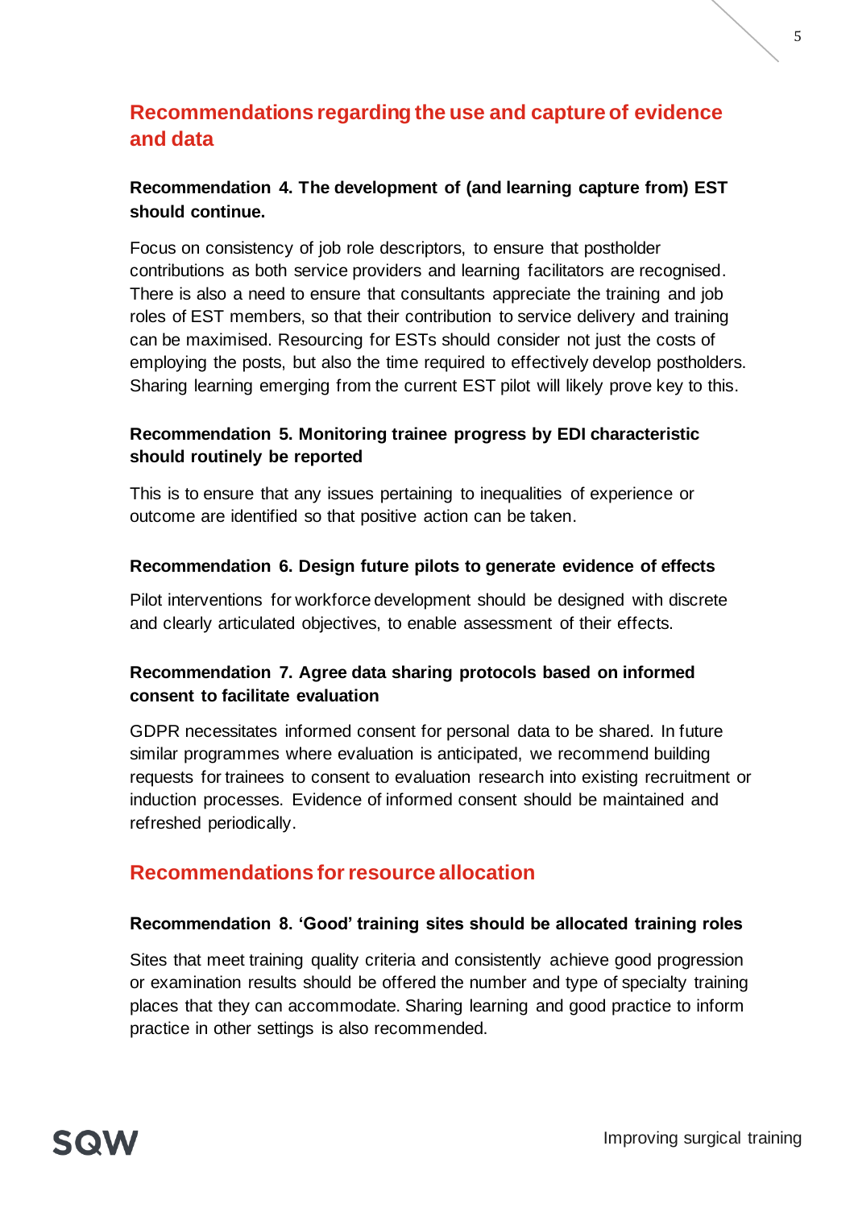## Recommendations regarding the use and capture of evidence and data

**Recommendation 4. The development of (and learning capture from) EST should continue.**

Focus on consistency of job role descriptors, to ensure that postholder contributions as both service providers and learning facilitators are recognised. There is also a need to ensure that consultants appreciate the training and job roles of EST members, so that their contribution to service delivery and training can be maximised. Resourcing for ESTs should consider not just the costs of employing the posts, but also the time required to effectively develop postholders. Sharing learning emerging from the current EST pilot will likely prove key to this.

**Recommendation 5. Monitoring trainee progress by EDI characteristic should routinely be reported**

This is to ensure that any issues pertaining to inequalities of experience or outcome are identified so that positive action can be taken.

**Recommendation 6. Design future pilots to generate evidence of effects**

Pilot interventions for workforce development should be designed with discrete and clearly articulated objectives, to enable assessment of their effects.

**Recommendation 7. Agree data sharing protocols based on informed consent to facilitate evaluation**

GDPR necessitates informed consent for personal data to be shared. In future similar programmes where evaluation is anticipated, we recommend building requests for trainees to consent to evaluation research into existing recruitment or induction processes. Evidence of informed consent should be maintained and refreshed periodically.

## Recommendations for resource allocation

**Recommendation 8. 'Good' training sites should be allocated training roles**

Sites that meet training quality criteria and consistently achieve good progression or examination results should be offered the number and type of specialty training places that they can accommodate. Sharing learning and good practice to inform practice in other settings is also recommended.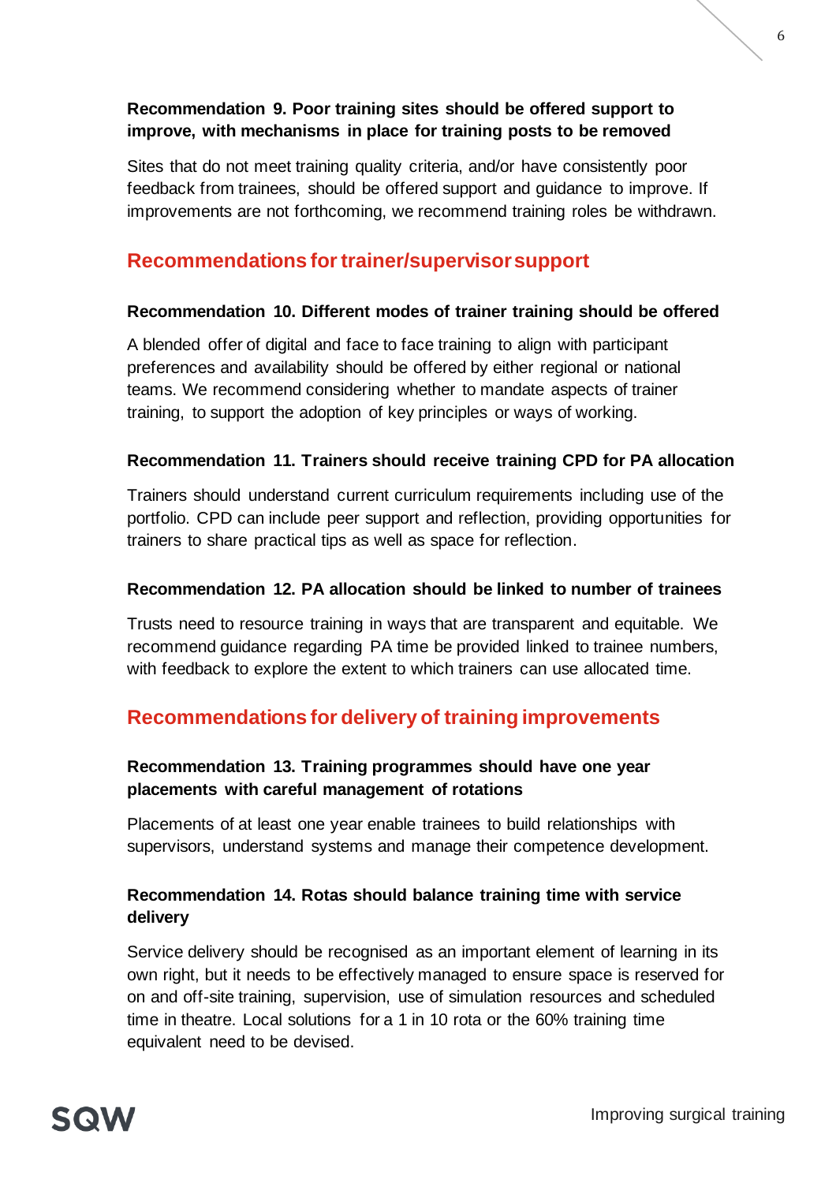**Recommendation 9. Poor training sites should be offered support to improve, with mechanisms in place for training posts to be removed**

Sites that do not meet training quality criteria, and/or have consistently poor feedback from trainees, should be offered support and guidance to improve. If improvements are not forthcoming, we recommend training roles be withdrawn.

## Recommendations for trainer/supervisor support

**Recommendation 10. Different modes of trainer training should be offered**

A blended offer of digital and face to face training to align with participant preferences and availability should be offered by either regional or national teams. We recommend considering whether to mandate aspects of trainer training, to support the adoption of key principles or ways of working.

**Recommendation 11. Trainers should receive training CPD for PA allocation**

Trainers should understand current curriculum requirements including use of the portfolio. CPD can include peer support and reflection, providing opportunities for trainers to share practical tips as well as space for reflection.

**Recommendation 12. PA allocation should be linked to number of trainees**

Trusts need to resource training in ways that are transparent and equitable. We recommend guidance regarding PA time be provided linked to trainee numbers, with feedback to explore the extent to which trainers can use allocated time.

## Recommendations for delivery of training improvements

**Recommendation 13. Training programmes should have one year placements with careful management of rotations**

Placements of at least one year enable trainees to build relationships with supervisors, understand systems and manage their competence development.

**Recommendation 14. Rotas should balance training time with service delivery**

Service delivery should be recognised as an important element of learning in its own right, but it needs to be effectively managed to ensure space is reserved for on and off-site training, supervision, use of simulation resources and scheduled time in theatre. Local solutions for a 1 in 10 rota or the 60% training time equivalent need to be devised.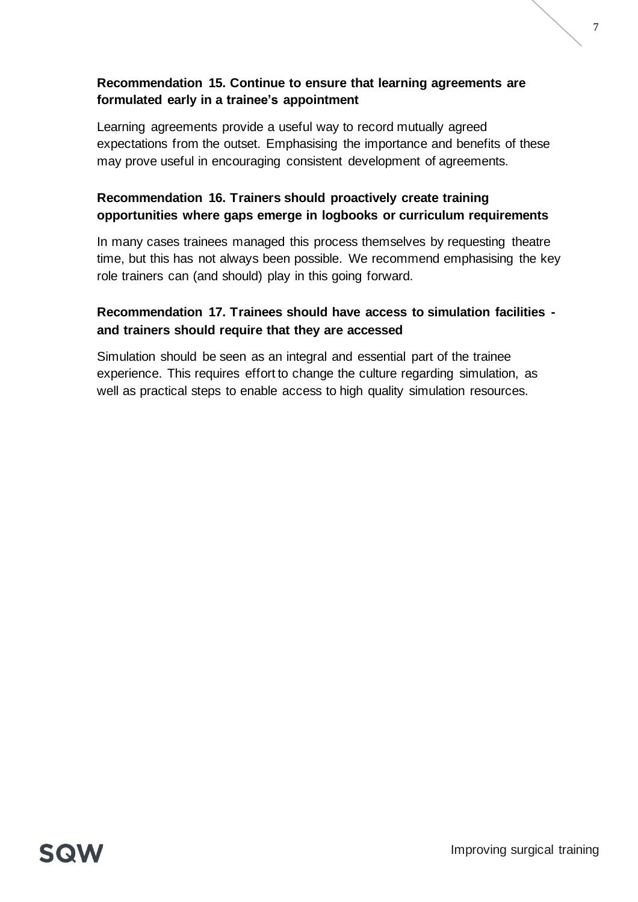**Recommendation 15. Continue to ensure that learning agreements are formulated early in a trainee's appointment**

Learning agreements provide a useful way to record mutually agreed expectations from the outset. Emphasising the importance and benefits of these may prove useful in encouraging consistent development of agreements.

**Recommendation 16. Trainers should proactively create training opportunities where gaps emerge in logbooks or curriculum requirements**

In many cases trainees managed this process themselves by requesting theatre time, but this has not always been possible. We recommend emphasising the key role trainers can (and should) play in this going forward.

**Recommendation 17. Trainees should have access to simulation facilities - and trainers should require that they are accessed**

Simulation should be seen as an integral and essential part of the trainee experience. This requires effort to change the culture regarding simulation, as well as practical steps to enable access to high quality simulation resources.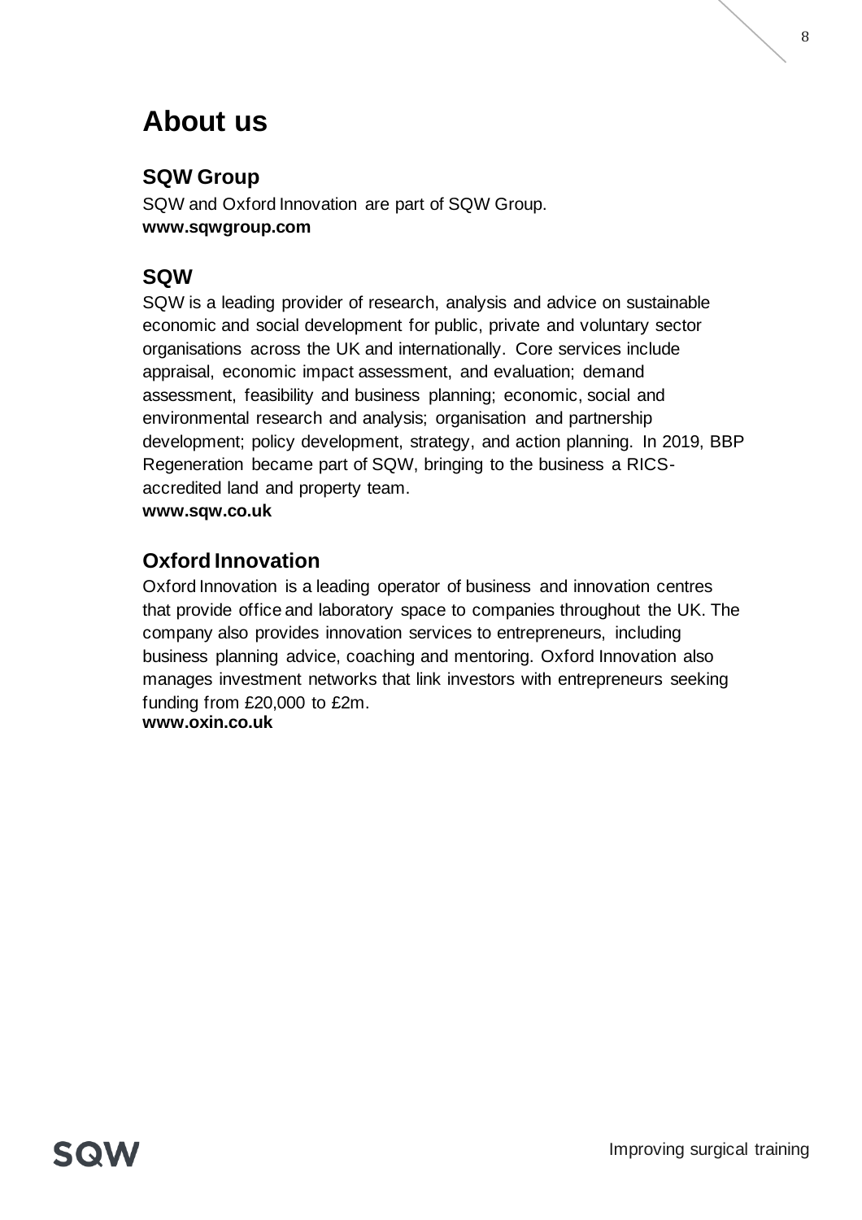# About us

## SQW Group

SQW and Oxford Innovation are part of SQW Group.
**www.sqwgroup.com**

## SQW

SQW is a leading provider of research, analysis and advice on sustainable economic and social development for public, private and voluntary sector organisations across the UK and internationally. Core services include appraisal, economic impact assessment, and evaluation; demand assessment, feasibility and business planning; economic, social and environmental research and analysis; organisation and partnership development; policy development, strategy, and action planning. In 2019, BBP Regeneration became part of SQW, bringing to the business a RICS-accredited land and property team.
**www.sqw.co.uk**

## Oxford Innovation

Oxford Innovation is a leading operator of business and innovation centres that provide office and laboratory space to companies throughout the UK. The company also provides innovation services to entrepreneurs, including business planning advice, coaching and mentoring. Oxford Innovation also manages investment networks that link investors with entrepreneurs seeking funding from £20,000 to £2m.
**www.oxin.co.uk**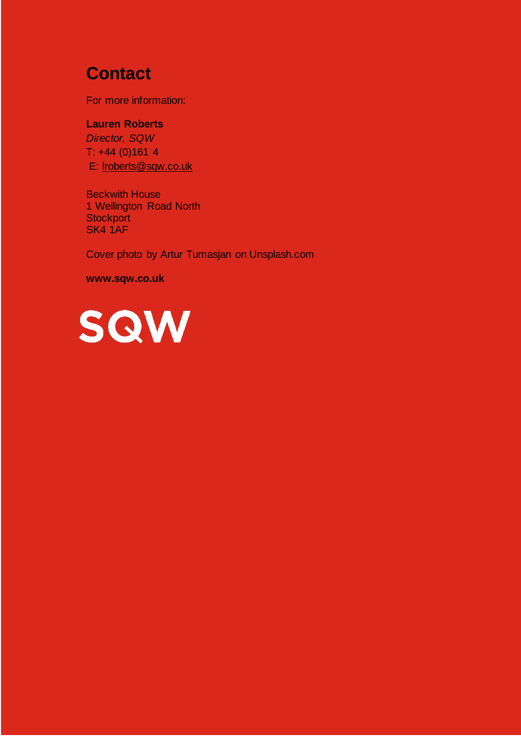## Contact

For more information:

**Lauren Roberts**
*Director, SQW*
T: +44 (0)161 4
E: lroberts@sqw.co.uk

Beckwith House
1 Wellington Road North
Stockport
SK4 1AF

Cover photo by Artur Tumasjan on Unsplash.com

**www.sqw.co.uk**

SQW